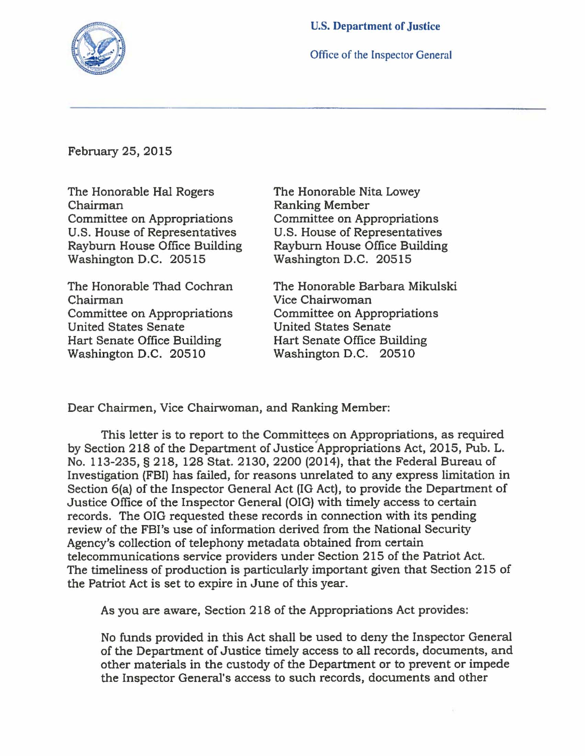U.S. Department of Justice

Office of the Inspector General

February 25, 2015

The Honorable Hal Rogers
Chairman
Committee on Appropriations
U.S. House of Representatives
Rayburn House Office Building
Washington D.C. 20515

The Honorable Nita Lowey
Ranking Member
Committee on Appropriations
U.S. House of Representatives
Rayburn House Office Building
Washington D.C. 20515

The Honorable Thad Cochran
Chairman
Committee on Appropriations
United States Senate
Hart Senate Office Building
Washington D.C. 20510

The Honorable Barbara Mikulski
Vice Chairwoman
Committee on Appropriations
United States Senate
Hart Senate Office Building
Washington D.C. 20510

Dear Chairmen, Vice Chairwoman, and Ranking Member:

This letter is to report to the Committees on Appropriations, as required by Section 218 of the Department of Justice Appropriations Act, 2015, Pub. L. No. 113-235, § 218, 128 Stat. 2130, 2200 (2014), that the Federal Bureau of Investigation (FBI) has failed, for reasons unrelated to any express limitation in Section 6(a) of the Inspector General Act (IG Act), to provide the Department of Justice Office of the Inspector General (OIG) with timely access to certain records. The OIG requested these records in connection with its pending review of the FBI's use of information derived from the National Security Agency's collection of telephony metadata obtained from certain telecommunications service providers under Section 215 of the Patriot Act. The timeliness of production is particularly important given that Section 215 of the Patriot Act is set to expire in June of this year.

As you are aware, Section 218 of the Appropriations Act provides:

No funds provided in this Act shall be used to deny the Inspector General of the Department of Justice timely access to all records, documents, and other materials in the custody of the Department or to prevent or impede the Inspector General's access to such records, documents and other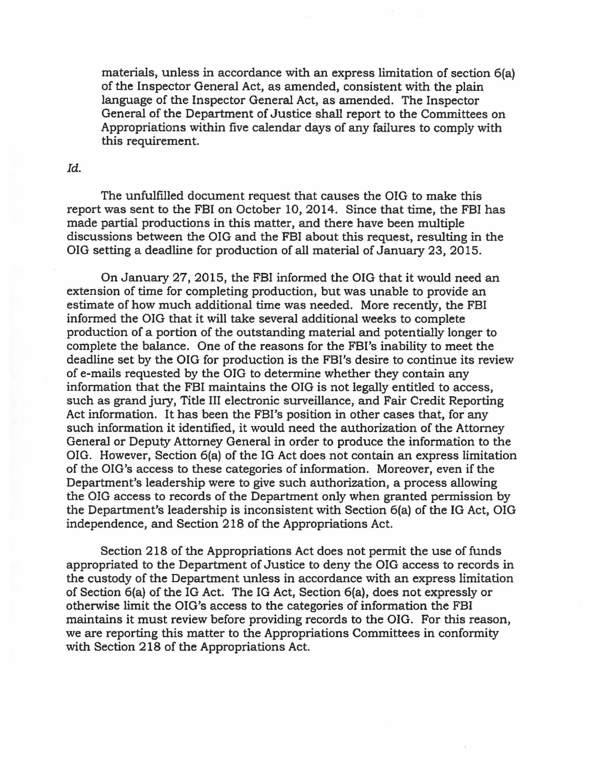> materials, unless in accordance with an express limitation of section 6(a) of the Inspector General Act, as amended, consistent with the plain language of the Inspector General Act, as amended. The Inspector General of the Department of Justice shall report to the Committees on Appropriations within five calendar days of any failures to comply with this requirement.

*Id.*

The unfulfilled document request that causes the OIG to make this report was sent to the FBI on October 10, 2014. Since that time, the FBI has made partial productions in this matter, and there have been multiple discussions between the OIG and the FBI about this request, resulting in the OIG setting a deadline for production of all material of January 23, 2015.

On January 27, 2015, the FBI informed the OIG that it would need an extension of time for completing production, but was unable to provide an estimate of how much additional time was needed. More recently, the FBI informed the OIG that it will take several additional weeks to complete production of a portion of the outstanding material and potentially longer to complete the balance. One of the reasons for the FBI's inability to meet the deadline set by the OIG for production is the FBI's desire to continue its review of e-mails requested by the OIG to determine whether they contain any information that the FBI maintains the OIG is not legally entitled to access, such as grand jury, Title III electronic surveillance, and Fair Credit Reporting Act information. It has been the FBI's position in other cases that, for any such information it identified, it would need the authorization of the Attorney General or Deputy Attorney General in order to produce the information to the OIG. However, Section 6(a) of the IG Act does not contain an express limitation of the OIG's access to these categories of information. Moreover, even if the Department's leadership were to give such authorization, a process allowing the OIG access to records of the Department only when granted permission by the Department's leadership is inconsistent with Section 6(a) of the IG Act, OIG independence, and Section 218 of the Appropriations Act.

Section 218 of the Appropriations Act does not permit the use of funds appropriated to the Department of Justice to deny the OIG access to records in the custody of the Department unless in accordance with an express limitation of Section 6(a) of the IG Act. The IG Act, Section 6(a), does not expressly or otherwise limit the OIG's access to the categories of information the FBI maintains it must review before providing records to the OIG. For this reason, we are reporting this matter to the Appropriations Committees in conformity with Section 218 of the Appropriations Act.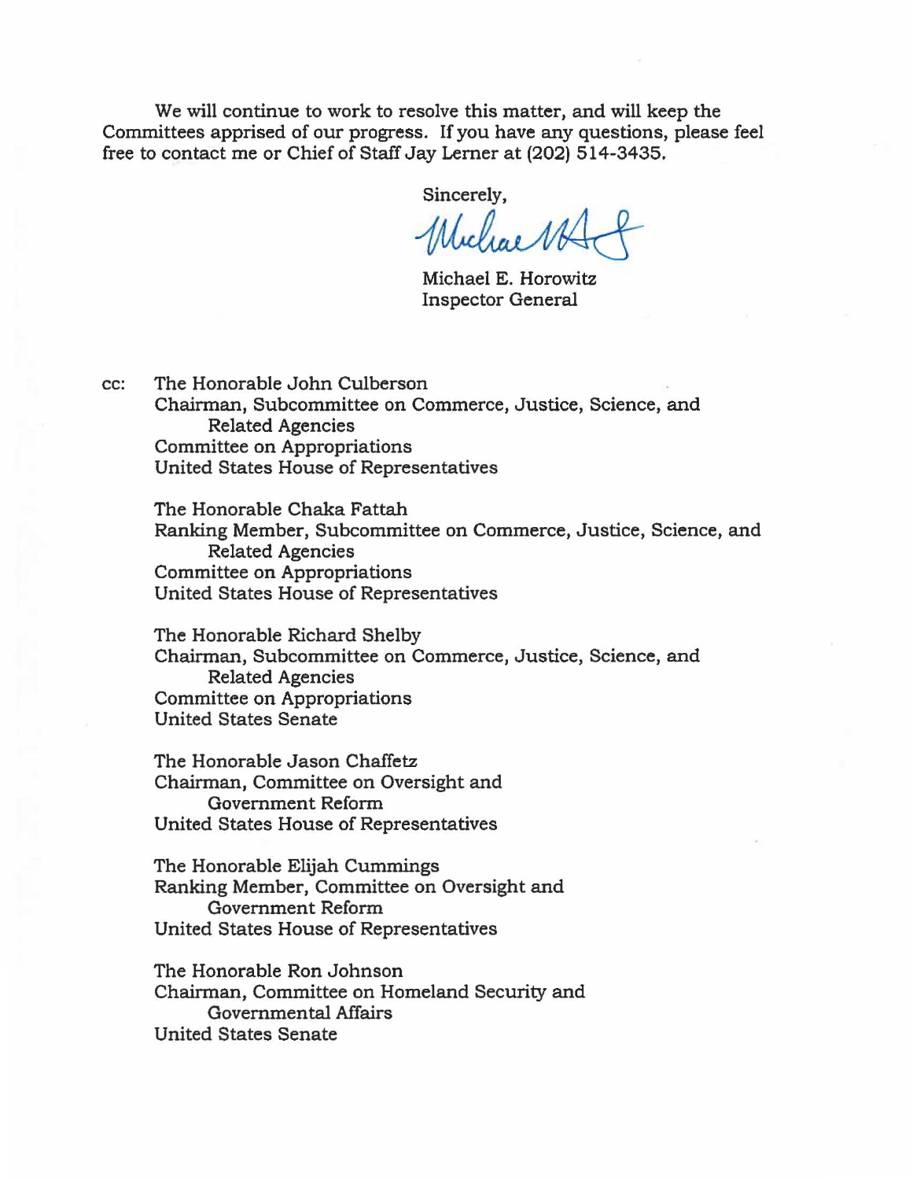We will continue to work to resolve this matter, and will keep the Committees apprised of our progress. If you have any questions, please feel free to contact me or Chief of Staff Jay Lerner at (202) 514-3435.

Sincerely,

Michael E. Horowitz
Inspector General

cc: The Honorable John Culberson
Chairman, Subcommittee on Commerce, Justice, Science, and Related Agencies
Committee on Appropriations
United States House of Representatives

The Honorable Chaka Fattah
Ranking Member, Subcommittee on Commerce, Justice, Science, and Related Agencies
Committee on Appropriations
United States House of Representatives

The Honorable Richard Shelby
Chairman, Subcommittee on Commerce, Justice, Science, and Related Agencies
Committee on Appropriations
United States Senate

The Honorable Jason Chaffetz
Chairman, Committee on Oversight and Government Reform
United States House of Representatives

The Honorable Elijah Cummings
Ranking Member, Committee on Oversight and Government Reform
United States House of Representatives

The Honorable Ron Johnson
Chairman, Committee on Homeland Security and Governmental Affairs
United States Senate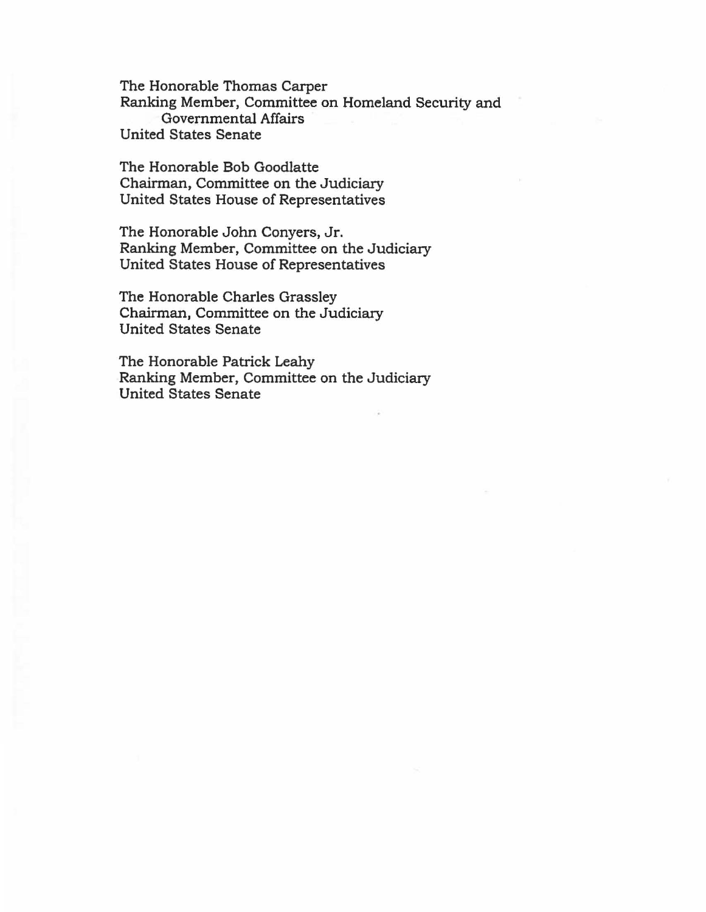The Honorable Thomas Carper
Ranking Member, Committee on Homeland Security and
Governmental Affairs
United States Senate

The Honorable Bob Goodlatte
Chairman, Committee on the Judiciary
United States House of Representatives

The Honorable John Conyers, Jr.
Ranking Member, Committee on the Judiciary
United States House of Representatives

The Honorable Charles Grassley
Chairman, Committee on the Judiciary
United States Senate

The Honorable Patrick Leahy
Ranking Member, Committee on the Judiciary
United States Senate